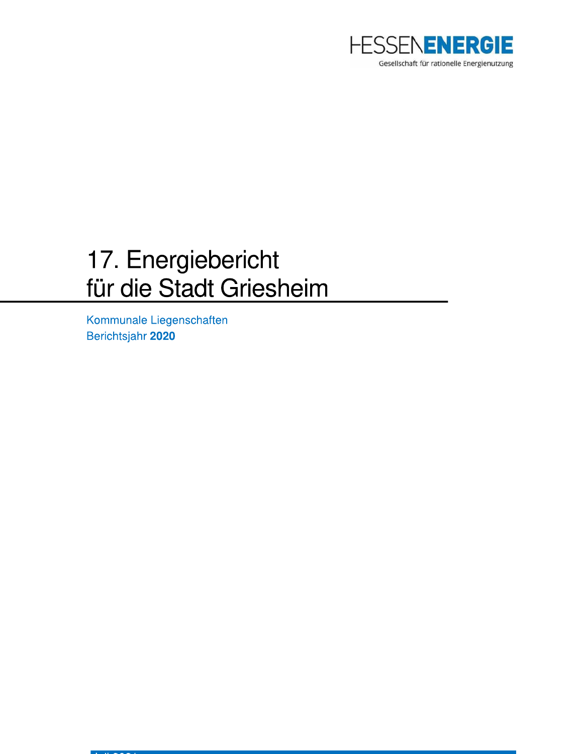HESSENENERGIE
Gesellschaft für rationelle Energienutzung

# 17. Energiebericht für die Stadt Griesheim

Kommunale Liegenschaften
Berichtsjahr **2020**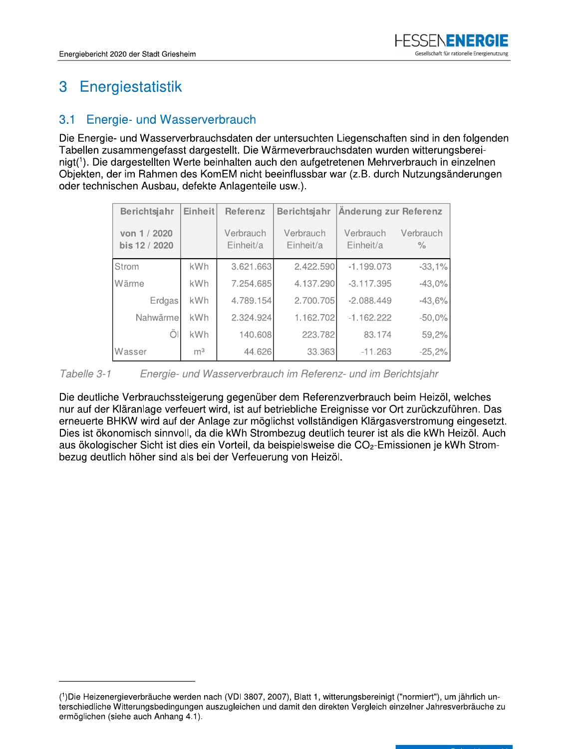# 3 Energiestatistik

## 3.1 Energie- und Wasserverbrauch

Die Energie- und Wasserverbrauchsdaten der untersuchten Liegenschaften sind in den folgenden Tabellen zusammengefasst dargestellt. Die Wärmeverbrauchsdaten wurden witterungsbereinigt([1]). Die dargestellten Werte beinhalten auch den aufgetretenen Mehrverbrauch in einzelnen Objekten, der im Rahmen des KomEM nicht beeinflussbar war (z.B. durch Nutzungsänderungen oder technischen Ausbau, defekte Anlagenteile usw.).

| Berichtsjahr | Einheit | Referenz | Berichtsjahr | Änderung zur Referenz | |
|---|---|---|---|---|---|
| von 1 / 2020 bis 12 / 2020 | | Verbrauch Einheit/a | Verbrauch Einheit/a | Verbrauch Einheit/a | Verbrauch % |
| Strom | kWh | 3.621.663 | 2.422.590 | -1.199.073 | -33,1% |
| Wärme | kWh | 7.254.685 | 4.137.290 | -3.117.395 | -43,0% |
| Erdgas | kWh | 4.789.154 | 2.700.705 | -2.088.449 | -43,6% |
| Nahwärme | kWh | 2.324.924 | 1.162.702 | -1.162.222 | -50,0% |
| Öl | kWh | 140.608 | 223.782 | 83.174 | 59,2% |
| Wasser | m³ | 44.626 | 33.363 | -11.263 | -25,2% |

*Tabelle 3-1 Energie- und Wasserverbrauch im Referenz- und im Berichtsjahr*

Die deutliche Verbrauchssteigerung gegenüber dem Referenzverbrauch beim Heizöl, welches nur auf der Kläranlage verfeuert wird, ist auf betriebliche Ereignisse vor Ort zurückzuführen. Das erneuerte BHKW wird auf der Anlage zur möglichst vollständigen Klärgasverstromung eingesetzt. Dies ist ökonomisch sinnvoll, da die kWh Strombezug deutlich teurer ist als die kWh Heizöl. Auch aus ökologischer Sicht ist dies ein Vorteil, da beispielsweise die $CO_2$-Emissionen je kWh Strombezug deutlich höher sind als bei der Verfeuerung von Heizöl.

---

([1])Die Heizenergieverbräuche werden nach (VDI 3807, 2007), Blatt 1, witterungsbereinigt ("normiert"), um jährlich unterschiedliche Witterungsbedingungen auszugleichen und damit den direkten Vergleich einzelner Jahresverbräuche zu ermöglichen (siehe auch Anhang 4.1).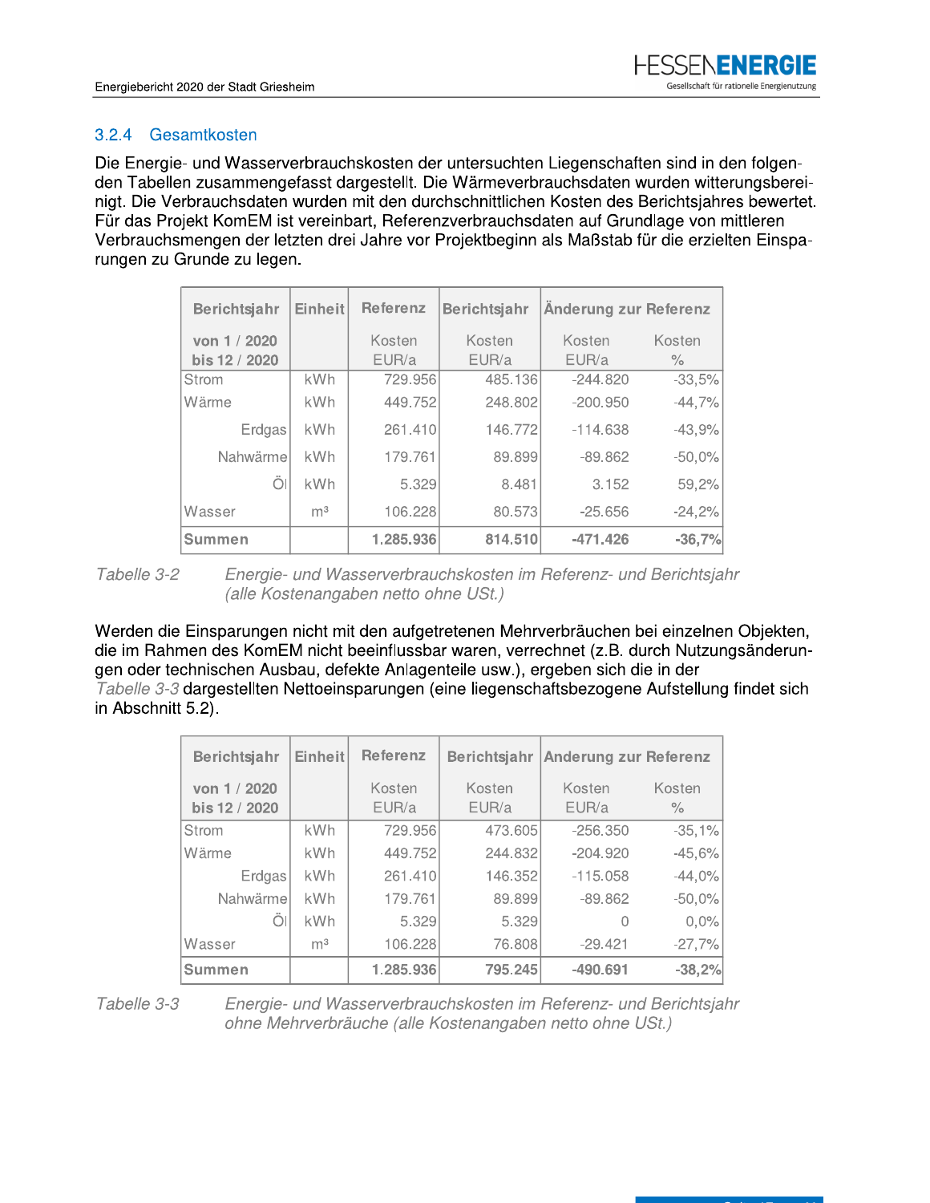### 3.2.4 Gesamtkosten

Die Energie- und Wasserverbrauchskosten der untersuchten Liegenschaften sind in den folgenden Tabellen zusammengefasst dargestellt. Die Wärmeverbrauchsdaten wurden witterungsbereinigt. Die Verbrauchsdaten wurden mit den durchschnittlichen Kosten des Berichtsjahres bewertet. Für das Projekt KomEM ist vereinbart, Referenzverbrauchsdaten auf Grundlage von mittleren Verbrauchsmengen der letzten drei Jahre vor Projektbeginn als Maßstab für die erzielten Einsparungen zu Grunde zu legen.

| Berichtsjahr | Einheit | Referenz | Berichtsjahr | Änderung zur Referenz | |
|---|---|---|---|---|---|
| von 1 / 2020 bis 12 / 2020 | | Kosten EUR/a | Kosten EUR/a | Kosten EUR/a | Kosten % |
| Strom | kWh | 729.956 | 485.136 | -244.820 | -33,5% |
| Wärme | kWh | 449.752 | 248.802 | -200.950 | -44,7% |
| Erdgas | kWh | 261.410 | 146.772 | -114.638 | -43,9% |
| Nahwärme | kWh | 179.761 | 89.899 | -89.862 | -50,0% |
| Öl | kWh | 5.329 | 8.481 | 3.152 | 59,2% |
| Wasser | m³ | 106.228 | 80.573 | -25.656 | -24,2% |
| **Summen** | | **1.285.936** | **814.510** | **-471.426** | **-36,7%** |

*Tabelle 3-2 Energie- und Wasserverbrauchskosten im Referenz- und Berichtsjahr (alle Kostenangaben netto ohne USt.)*

Werden die Einsparungen nicht mit den aufgetretenen Mehrverbräuchen bei einzelnen Objekten, die im Rahmen des KomEM nicht beeinflussbar waren, verrechnet (z.B. durch Nutzungsänderungen oder technischen Ausbau, defekte Anlagenteile usw.), ergeben sich die in der *Tabelle 3-3* dargestellten Nettoeinsparungen (eine liegenschaftsbezogene Aufstellung findet sich in Abschnitt 5.2).

| Berichtsjahr | Einheit | Referenz | Berichtsjahr | Änderung zur Referenz | |
|---|---|---|---|---|---|
| von 1 / 2020 bis 12 / 2020 | | Kosten EUR/a | Kosten EUR/a | Kosten EUR/a | Kosten % |
| Strom | kWh | 729.956 | 473.605 | -256.350 | -35,1% |
| Wärme | kWh | 449.752 | 244.832 | -204.920 | -45,6% |
| Erdgas | kWh | 261.410 | 146.352 | -115.058 | -44,0% |
| Nahwärme | kWh | 179.761 | 89.899 | -89.862 | -50,0% |
| Öl | kWh | 5.329 | 5.329 | 0 | 0,0% |
| Wasser | m³ | 106.228 | 76.808 | -29.421 | -27,7% |
| **Summen** | | **1.285.936** | **795.245** | **-490.691** | **-38,2%** |

*Tabelle 3-3 Energie- und Wasserverbrauchskosten im Referenz- und Berichtsjahr ohne Mehrverbräuche (alle Kostenangaben netto ohne USt.)*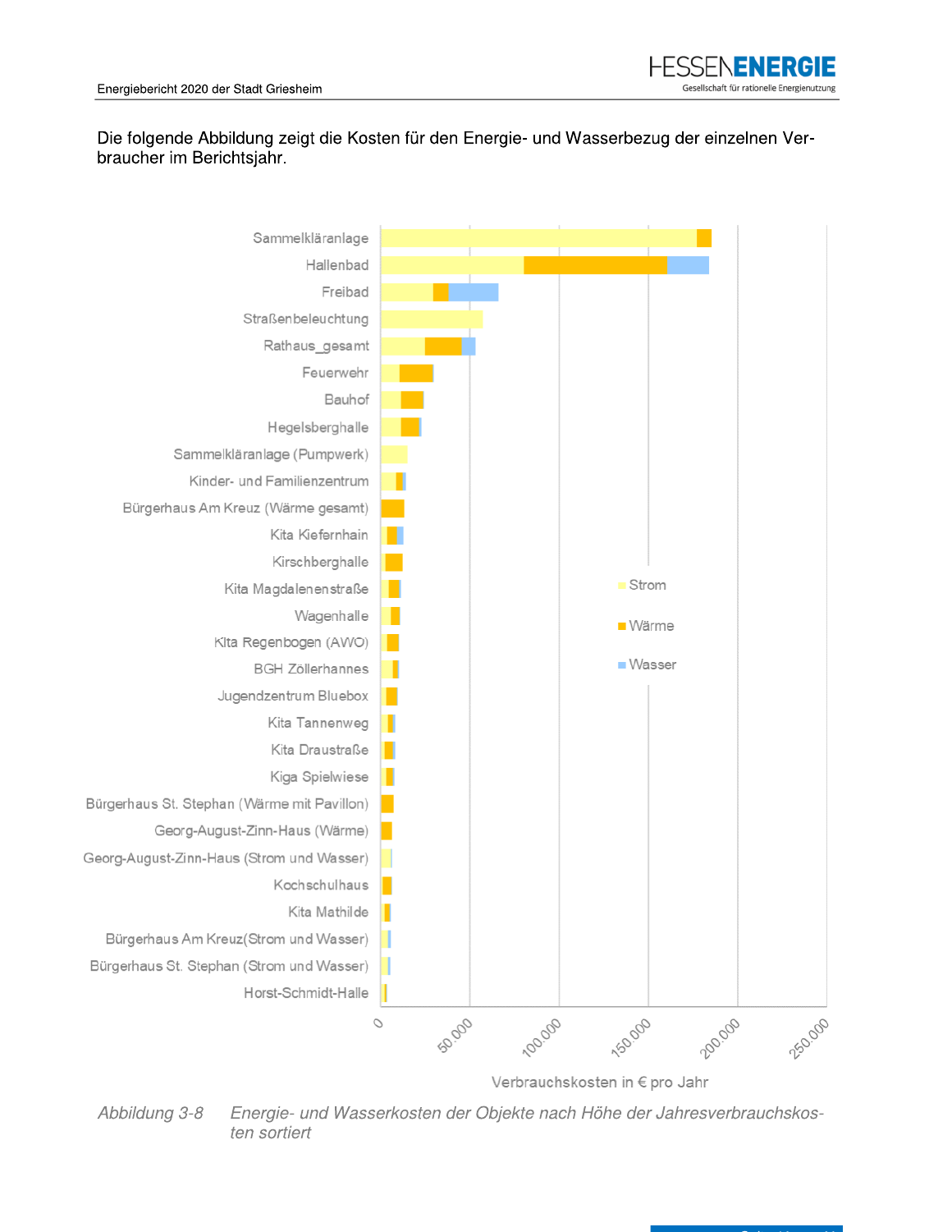Die folgende Abbildung zeigt die Kosten für den Energie- und Wasserbezug der einzelnen Verbraucher im Berichtsjahr.

*Abbildung 3-8 Energie- und Wasserkosten der Objekte nach Höhe der Jahresverbrauchskosten sortiert*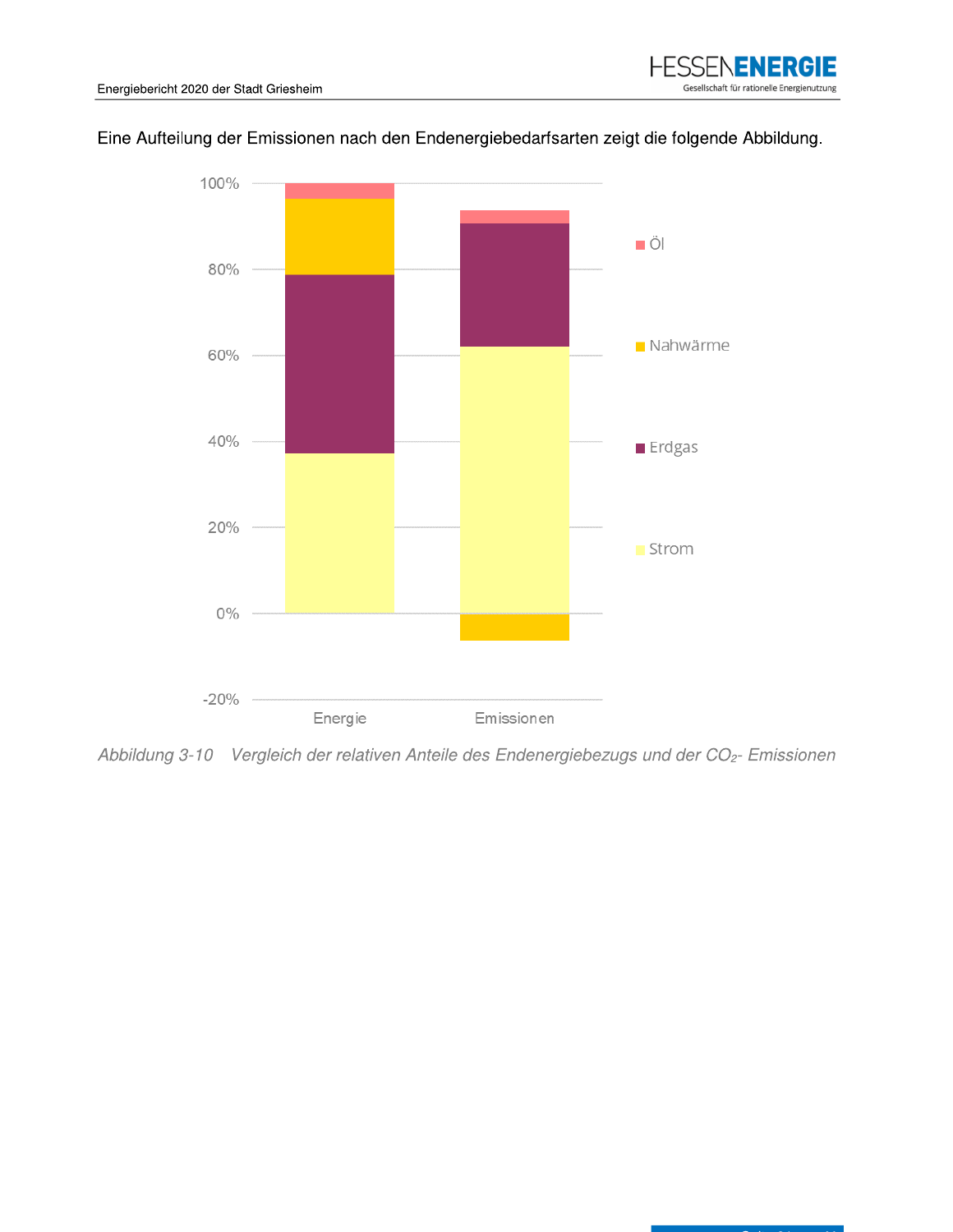Eine Aufteilung der Emissionen nach den Endenergiebedarfsarten zeigt die folgende Abbildung.

*Abbildung 3-10 Vergleich der relativen Anteile des Endenergiebezugs und der $CO_2$- Emissionen*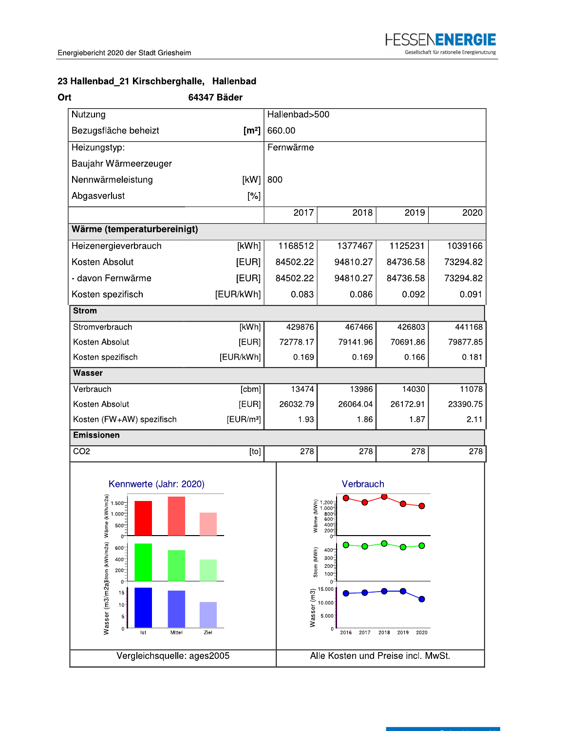## 23 Hallenbad_21 Kirschberghalle, Hallenbad

**Ort** **64347 Bäder**

| | | | | | |
|---|---|---|---|---|---|
| Nutzung | | Hallenbad>500 | | | |
| Bezugsfläche beheizt | [m²] | 660.00 | | | |
| Heizungstyp: | | Fernwärme | | | |
| Baujahr Wärmeerzeuger | | | | | |
| Nennwärmeleistung | [kW] | 800 | | | |
| Abgasverlust | [%] | | | | |
| | | 2017 | 2018 | 2019 | 2020 |
| **Wärme (temperaturbereinigt)** | | | | | |
| Heizenergieverbrauch | [kWh] | 1168512 | 1377467 | 1125231 | 1039166 |
| Kosten Absolut | [EUR] | 84502.22 | 94810.27 | 84736.58 | 73294.82 |
| - davon Fernwärme | [EUR] | 84502.22 | 94810.27 | 84736.58 | 73294.82 |
| Kosten spezifisch | [EUR/kWh] | 0.083 | 0.086 | 0.092 | 0.091 |
| **Strom** | | | | | |
| Stromverbrauch | [kWh] | 429876 | 467466 | 426803 | 441168 |
| Kosten Absolut | [EUR] | 72778.17 | 79141.96 | 70691.86 | 79877.85 |
| Kosten spezifisch | [EUR/kWh] | 0.169 | 0.169 | 0.166 | 0.181 |
| **Wasser** | | | | | |
| Verbrauch | [cbm] | 13474 | 13986 | 14030 | 11078 |
| Kosten Absolut | [EUR] | 26032.79 | 26064.04 | 26172.91 | 23390.75 |
| Kosten (FW+AW) spezifisch | [EUR/m³] | 1.93 | 1.86 | 1.87 | 2.11 |
| **Emissionen** | | | | | |
| $CO_2$ | [to] | 278 | 278 | 278 | 278 |

Kennwerte (Jahr: 2020)

Wärme (kWh/m2a): 0, 500, 1.000, 1.500
Strom (kWh/m2a): 0, 200, 400, 600
Wasser (m3/m2a): 0, 5, 10, 15
Ist, Mittel, Ziel

Verbrauch

Wärme (MWh): 0, 200, 400, 600, 800, 1.000, 1.200
Strom (MWh): 0, 100, 200, 300, 400
Wasser (m3): 0, 5.000, 10.000, 15.000
2016, 2017, 2018, 2019, 2020

Vergleichsquelle: ages2005

Alle Kosten und Preise incl. MwSt.